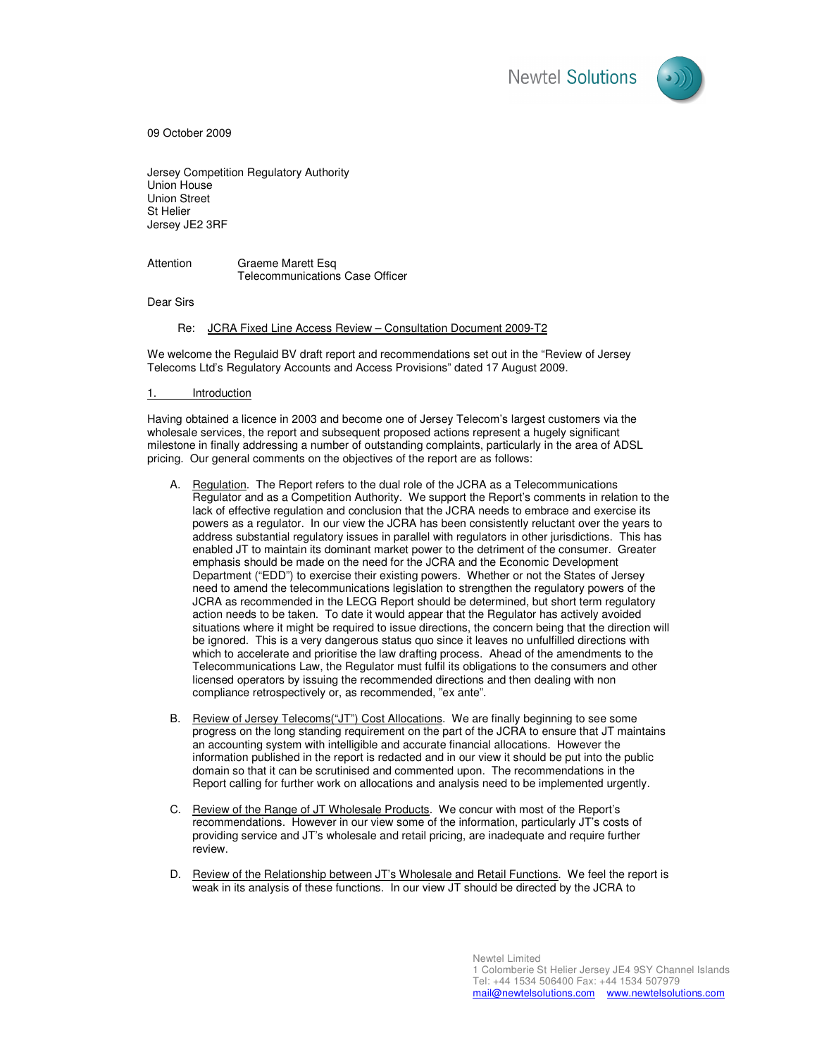Newtel Solutions

09 October 2009

Jersey Competition Regulatory Authority
Union House
Union Street
St Helier
Jersey JE2 3RF

Attention Graeme Marett Esq
Telecommunications Case Officer

Dear Sirs

Re: JCRA Fixed Line Access Review – Consultation Document 2009-T2

We welcome the Regulaid BV draft report and recommendations set out in the "Review of Jersey Telecoms Ltd's Regulatory Accounts and Access Provisions" dated 17 August 2009.

## 1. Introduction

Having obtained a licence in 2003 and become one of Jersey Telecom's largest customers via the wholesale services, the report and subsequent proposed actions represent a hugely significant milestone in finally addressing a number of outstanding complaints, particularly in the area of ADSL pricing. Our general comments on the objectives of the report are as follows:

A. Regulation. The Report refers to the dual role of the JCRA as a Telecommunications Regulator and as a Competition Authority. We support the Report's comments in relation to the lack of effective regulation and conclusion that the JCRA needs to embrace and exercise its powers as a regulator. In our view the JCRA has been consistently reluctant over the years to address substantial regulatory issues in parallel with regulators in other jurisdictions. This has enabled JT to maintain its dominant market power to the detriment of the consumer. Greater emphasis should be made on the need for the JCRA and the Economic Development Department ("EDD") to exercise their existing powers. Whether or not the States of Jersey need to amend the telecommunications legislation to strengthen the regulatory powers of the JCRA as recommended in the LECG Report should be determined, but short term regulatory action needs to be taken. To date it would appear that the Regulator has actively avoided situations where it might be required to issue directions, the concern being that the direction will be ignored. This is a very dangerous status quo since it leaves no unfulfilled directions with which to accelerate and prioritise the law drafting process. Ahead of the amendments to the Telecommunications Law, the Regulator must fulfil its obligations to the consumers and other licensed operators by issuing the recommended directions and then dealing with non compliance retrospectively or, as recommended, "ex ante".

B. Review of Jersey Telecoms("JT") Cost Allocations. We are finally beginning to see some progress on the long standing requirement on the part of the JCRA to ensure that JT maintains an accounting system with intelligible and accurate financial allocations. However the information published in the report is redacted and in our view it should be put into the public domain so that it can be scrutinised and commented upon. The recommendations in the Report calling for further work on allocations and analysis need to be implemented urgently.

C. Review of the Range of JT Wholesale Products. We concur with most of the Report's recommendations. However in our view some of the information, particularly JT's costs of providing service and JT's wholesale and retail pricing, are inadequate and require further review.

D. Review of the Relationship between JT's Wholesale and Retail Functions. We feel the report is weak in its analysis of these functions. In our view JT should be directed by the JCRA to

Newtel Limited
1 Colomberie St Helier Jersey JE4 9SY Channel Islands
Tel: +44 1534 506400 Fax: +44 1534 507979
mail@newtelsolutions.com www.newtelsolutions.com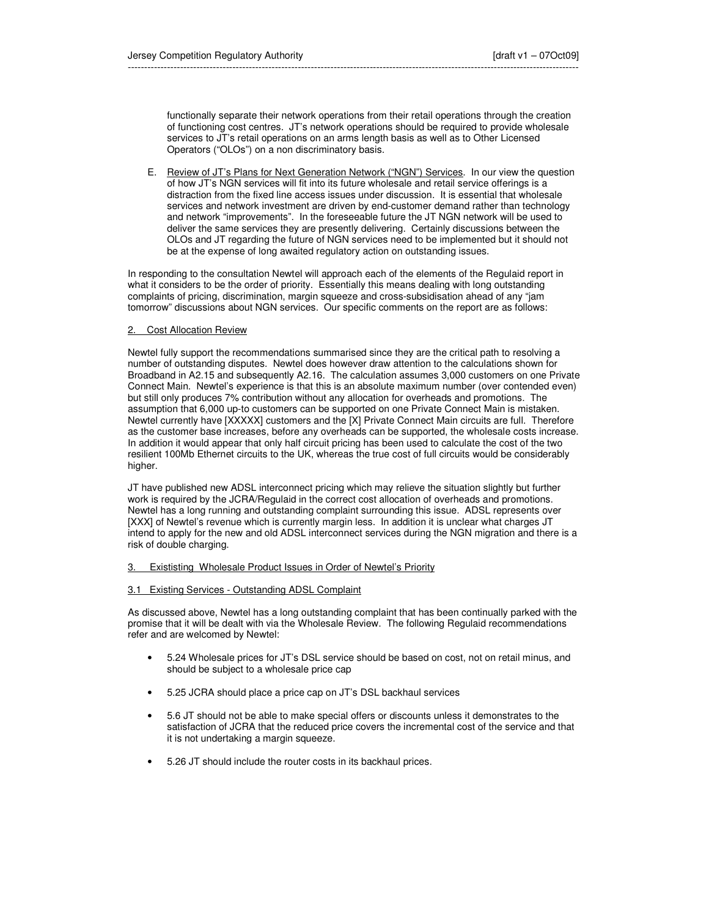functionally separate their network operations from their retail operations through the creation of functioning cost centres. JT's network operations should be required to provide wholesale services to JT's retail operations on an arms length basis as well as to Other Licensed Operators ("OLOs") on a non discriminatory basis.

E. Review of JT's Plans for Next Generation Network ("NGN") Services. In our view the question of how JT's NGN services will fit into its future wholesale and retail service offerings is a distraction from the fixed line access issues under discussion. It is essential that wholesale services and network investment are driven by end-customer demand rather than technology and network "improvements". In the foreseeable future the JT NGN network will be used to deliver the same services they are presently delivering. Certainly discussions between the OLOs and JT regarding the future of NGN services need to be implemented but it should not be at the expense of long awaited regulatory action on outstanding issues.

In responding to the consultation Newtel will approach each of the elements of the Regulaid report in what it considers to be the order of priority. Essentially this means dealing with long outstanding complaints of pricing, discrimination, margin squeeze and cross-subsidisation ahead of any "jam tomorrow" discussions about NGN services. Our specific comments on the report are as follows:

## 2. Cost Allocation Review

Newtel fully support the recommendations summarised since they are the critical path to resolving a number of outstanding disputes. Newtel does however draw attention to the calculations shown for Broadband in A2.15 and subsequently A2.16. The calculation assumes 3,000 customers on one Private Connect Main. Newtel's experience is that this is an absolute maximum number (over contended even) but still only produces 7% contribution without any allocation for overheads and promotions. The assumption that 6,000 up-to customers can be supported on one Private Connect Main is mistaken. Newtel currently have [XXXXX] customers and the [X] Private Connect Main circuits are full. Therefore as the customer base increases, before any overheads can be supported, the wholesale costs increase. In addition it would appear that only half circuit pricing has been used to calculate the cost of the two resilient 100Mb Ethernet circuits to the UK, whereas the true cost of full circuits would be considerably higher.

JT have published new ADSL interconnect pricing which may relieve the situation slightly but further work is required by the JCRA/Regulaid in the correct cost allocation of overheads and promotions. Newtel has a long running and outstanding complaint surrounding this issue. ADSL represents over [XXX] of Newtel's revenue which is currently margin less. In addition it is unclear what charges JT intend to apply for the new and old ADSL interconnect services during the NGN migration and there is a risk of double charging.

## 3. Exististing Wholesale Product Issues in Order of Newtel's Priority

### 3.1 Existing Services - Outstanding ADSL Complaint

As discussed above, Newtel has a long outstanding complaint that has been continually parked with the promise that it will be dealt with via the Wholesale Review. The following Regulaid recommendations refer and are welcomed by Newtel:

- 5.24 Wholesale prices for JT's DSL service should be based on cost, not on retail minus, and should be subject to a wholesale price cap
- 5.25 JCRA should place a price cap on JT's DSL backhaul services
- 5.6 JT should not be able to make special offers or discounts unless it demonstrates to the satisfaction of JCRA that the reduced price covers the incremental cost of the service and that it is not undertaking a margin squeeze.
- 5.26 JT should include the router costs in its backhaul prices.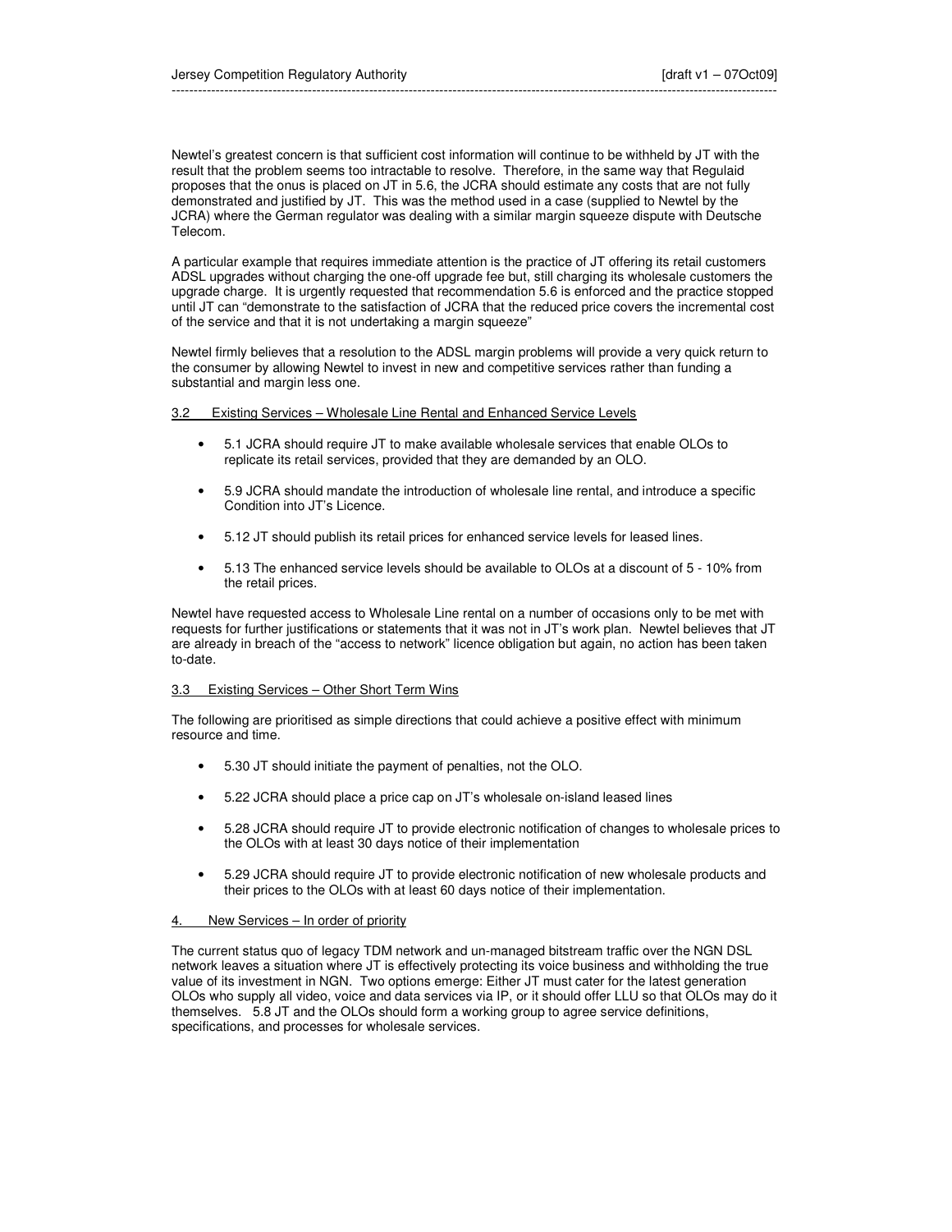Newtel's greatest concern is that sufficient cost information will continue to be withheld by JT with the result that the problem seems too intractable to resolve. Therefore, in the same way that Regulaid proposes that the onus is placed on JT in 5.6, the JCRA should estimate any costs that are not fully demonstrated and justified by JT. This was the method used in a case (supplied to Newtel by the JCRA) where the German regulator was dealing with a similar margin squeeze dispute with Deutsche Telecom.

A particular example that requires immediate attention is the practice of JT offering its retail customers ADSL upgrades without charging the one-off upgrade fee but, still charging its wholesale customers the upgrade charge. It is urgently requested that recommendation 5.6 is enforced and the practice stopped until JT can "demonstrate to the satisfaction of JCRA that the reduced price covers the incremental cost of the service and that it is not undertaking a margin squeeze"

Newtel firmly believes that a resolution to the ADSL margin problems will provide a very quick return to the consumer by allowing Newtel to invest in new and competitive services rather than funding a substantial and margin less one.

3.2 Existing Services – Wholesale Line Rental and Enhanced Service Levels

- 5.1 JCRA should require JT to make available wholesale services that enable OLOs to replicate its retail services, provided that they are demanded by an OLO.
- 5.9 JCRA should mandate the introduction of wholesale line rental, and introduce a specific Condition into JT's Licence.
- 5.12 JT should publish its retail prices for enhanced service levels for leased lines.
- 5.13 The enhanced service levels should be available to OLOs at a discount of 5 - 10% from the retail prices.

Newtel have requested access to Wholesale Line rental on a number of occasions only to be met with requests for further justifications or statements that it was not in JT's work plan. Newtel believes that JT are already in breach of the "access to network" licence obligation but again, no action has been taken to-date.

3.3 Existing Services – Other Short Term Wins

The following are prioritised as simple directions that could achieve a positive effect with minimum resource and time.

- 5.30 JT should initiate the payment of penalties, not the OLO.
- 5.22 JCRA should place a price cap on JT's wholesale on-island leased lines
- 5.28 JCRA should require JT to provide electronic notification of changes to wholesale prices to the OLOs with at least 30 days notice of their implementation
- 5.29 JCRA should require JT to provide electronic notification of new wholesale products and their prices to the OLOs with at least 60 days notice of their implementation.

4. New Services – In order of priority

The current status quo of legacy TDM network and un-managed bitstream traffic over the NGN DSL network leaves a situation where JT is effectively protecting its voice business and withholding the true value of its investment in NGN. Two options emerge: Either JT must cater for the latest generation OLOs who supply all video, voice and data services via IP, or it should offer LLU so that OLOs may do it themselves. 5.8 JT and the OLOs should form a working group to agree service definitions, specifications, and processes for wholesale services.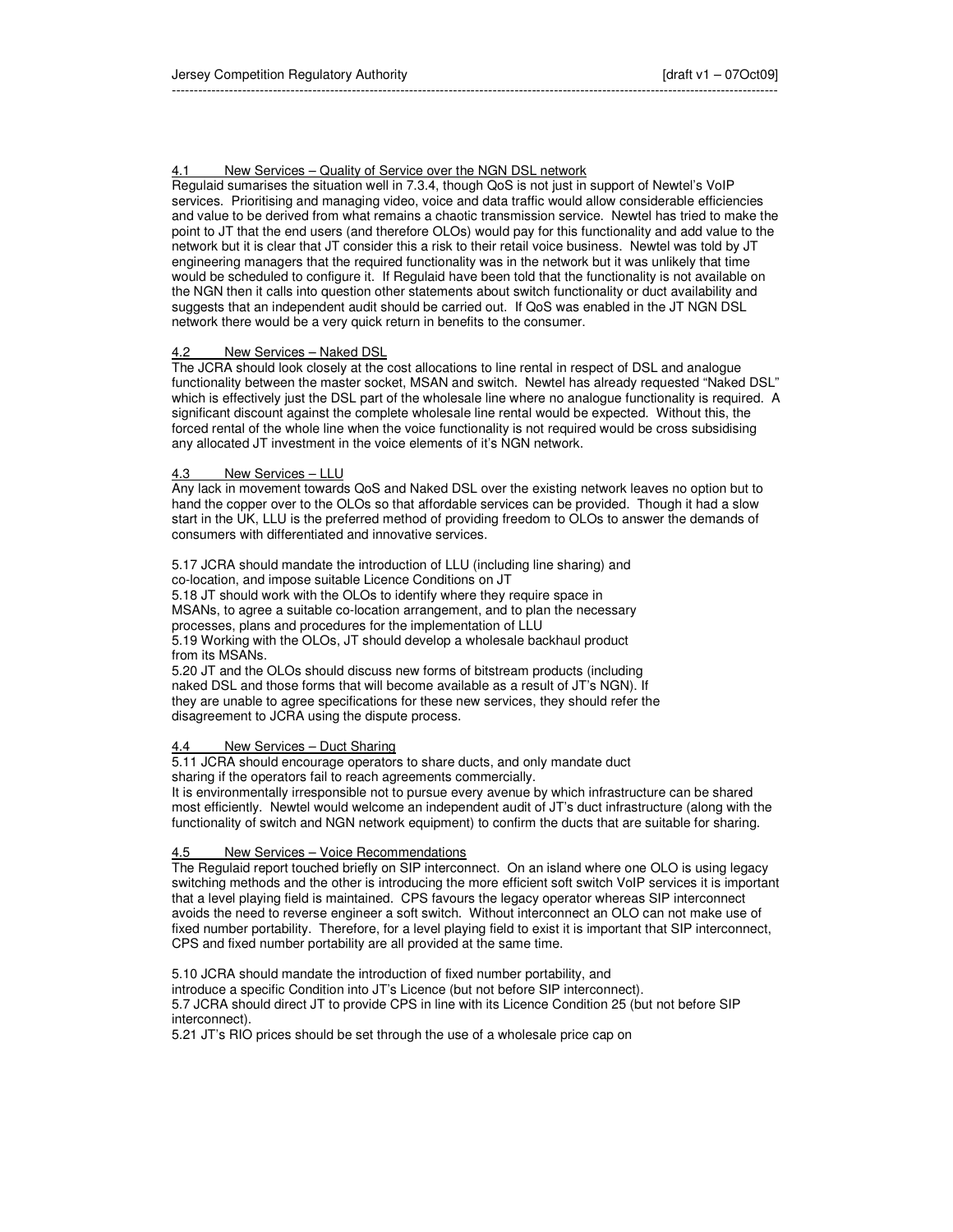#### 4.1 New Services – Quality of Service over the NGN DSL network

Regulaid sumarises the situation well in 7.3.4, though QoS is not just in support of Newtel's VoIP services. Prioritising and managing video, voice and data traffic would allow considerable efficiencies and value to be derived from what remains a chaotic transmission service. Newtel has tried to make the point to JT that the end users (and therefore OLOs) would pay for this functionality and add value to the network but it is clear that JT consider this a risk to their retail voice business. Newtel was told by JT engineering managers that the required functionality was in the network but it was unlikely that time would be scheduled to configure it. If Regulaid have been told that the functionality is not available on the NGN then it calls into question other statements about switch functionality or duct availability and suggests that an independent audit should be carried out. If QoS was enabled in the JT NGN DSL network there would be a very quick return in benefits to the consumer.

#### 4.2 New Services – Naked DSL

The JCRA should look closely at the cost allocations to line rental in respect of DSL and analogue functionality between the master socket, MSAN and switch. Newtel has already requested "Naked DSL" which is effectively just the DSL part of the wholesale line where no analogue functionality is required. A significant discount against the complete wholesale line rental would be expected. Without this, the forced rental of the whole line when the voice functionality is not required would be cross subsidising any allocated JT investment in the voice elements of it's NGN network.

#### 4.3 New Services – LLU

Any lack in movement towards QoS and Naked DSL over the existing network leaves no option but to hand the copper over to the OLOs so that affordable services can be provided. Though it had a slow start in the UK, LLU is the preferred method of providing freedom to OLOs to answer the demands of consumers with differentiated and innovative services.

5.17 JCRA should mandate the introduction of LLU (including line sharing) and co-location, and impose suitable Licence Conditions on JT
5.18 JT should work with the OLOs to identify where they require space in MSANs, to agree a suitable co-location arrangement, and to plan the necessary processes, plans and procedures for the implementation of LLU
5.19 Working with the OLOs, JT should develop a wholesale backhaul product from its MSANs.
5.20 JT and the OLOs should discuss new forms of bitstream products (including naked DSL and those forms that will become available as a result of JT's NGN). If they are unable to agree specifications for these new services, they should refer the disagreement to JCRA using the dispute process.

#### 4.4 New Services – Duct Sharing

5.11 JCRA should encourage operators to share ducts, and only mandate duct sharing if the operators fail to reach agreements commercially.
It is environmentally irresponsible not to pursue every avenue by which infrastructure can be shared most efficiently. Newtel would welcome an independent audit of JT's duct infrastructure (along with the functionality of switch and NGN network equipment) to confirm the ducts that are suitable for sharing.

#### 4.5 New Services – Voice Recommendations

The Regulaid report touched briefly on SIP interconnect. On an island where one OLO is using legacy switching methods and the other is introducing the more efficient soft switch VoIP services it is important that a level playing field is maintained. CPS favours the legacy operator whereas SIP interconnect avoids the need to reverse engineer a soft switch. Without interconnect an OLO can not make use of fixed number portability. Therefore, for a level playing field to exist it is important that SIP interconnect, CPS and fixed number portability are all provided at the same time.

5.10 JCRA should mandate the introduction of fixed number portability, and introduce a specific Condition into JT's Licence (but not before SIP interconnect).
5.7 JCRA should direct JT to provide CPS in line with its Licence Condition 25 (but not before SIP interconnect).
5.21 JT's RIO prices should be set through the use of a wholesale price cap on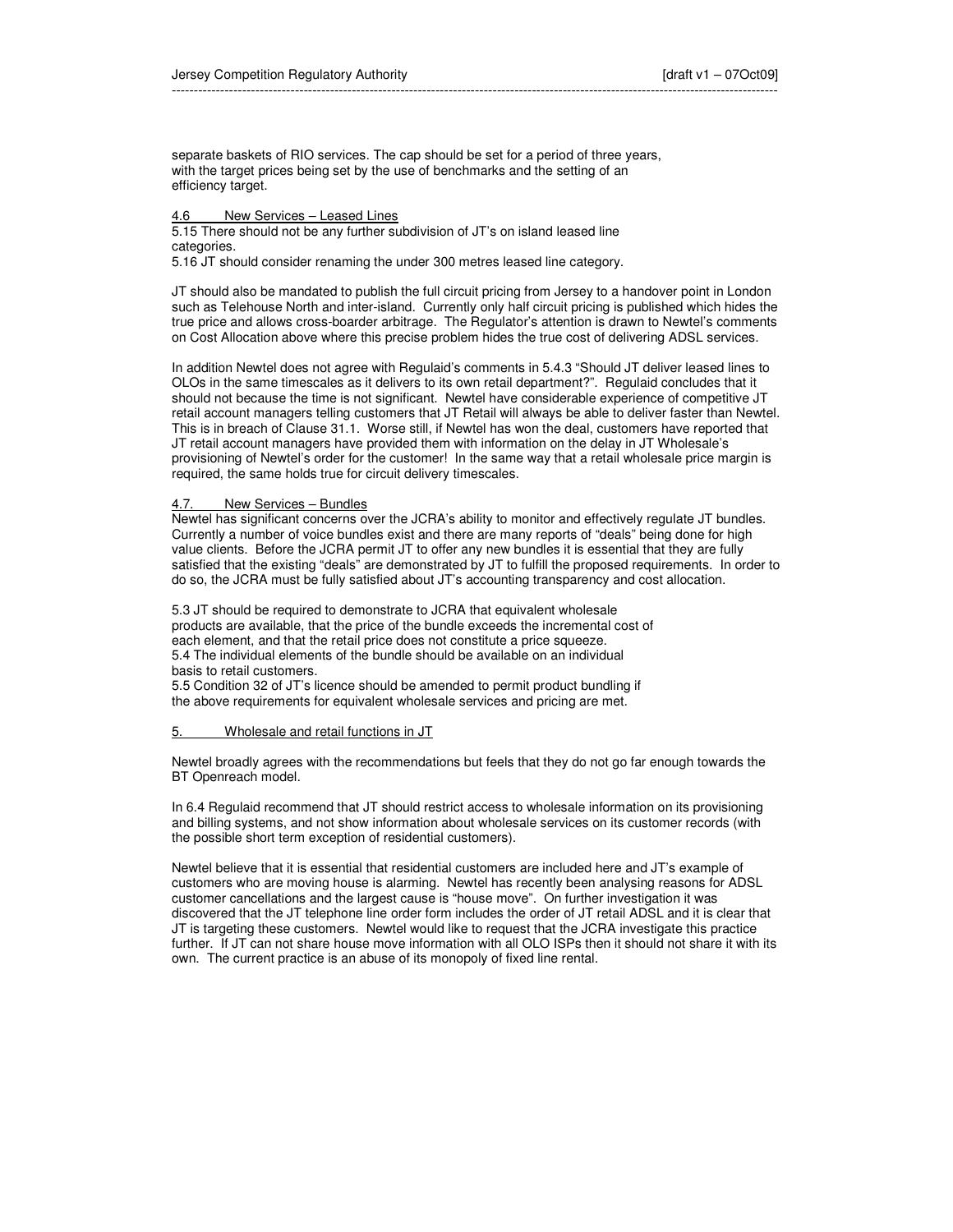separate baskets of RIO services. The cap should be set for a period of three years, with the target prices being set by the use of benchmarks and the setting of an efficiency target.

## 4.6 New Services – Leased Lines

5.15 There should not be any further subdivision of JT's on island leased line categories.
5.16 JT should consider renaming the under 300 metres leased line category.

JT should also be mandated to publish the full circuit pricing from Jersey to a handover point in London such as Telehouse North and inter-island. Currently only half circuit pricing is published which hides the true price and allows cross-boarder arbitrage. The Regulator's attention is drawn to Newtel's comments on Cost Allocation above where this precise problem hides the true cost of delivering ADSL services.

In addition Newtel does not agree with Regulaid's comments in 5.4.3 "Should JT deliver leased lines to OLOs in the same timescales as it delivers to its own retail department?". Regulaid concludes that it should not because the time is not significant. Newtel have considerable experience of competitive JT retail account managers telling customers that JT Retail will always be able to deliver faster than Newtel. This is in breach of Clause 31.1. Worse still, if Newtel has won the deal, customers have reported that JT retail account managers have provided them with information on the delay in JT Wholesale's provisioning of Newtel's order for the customer! In the same way that a retail wholesale price margin is required, the same holds true for circuit delivery timescales.

## 4.7. New Services – Bundles

Newtel has significant concerns over the JCRA's ability to monitor and effectively regulate JT bundles. Currently a number of voice bundles exist and there are many reports of "deals" being done for high value clients. Before the JCRA permit JT to offer any new bundles it is essential that they are fully satisfied that the existing "deals" are demonstrated by JT to fulfill the proposed requirements. In order to do so, the JCRA must be fully satisfied about JT's accounting transparency and cost allocation.

5.3 JT should be required to demonstrate to JCRA that equivalent wholesale products are available, that the price of the bundle exceeds the incremental cost of each element, and that the retail price does not constitute a price squeeze.
5.4 The individual elements of the bundle should be available on an individual basis to retail customers.
5.5 Condition 32 of JT's licence should be amended to permit product bundling if the above requirements for equivalent wholesale services and pricing are met.

## 5. Wholesale and retail functions in JT

Newtel broadly agrees with the recommendations but feels that they do not go far enough towards the BT Openreach model.

In 6.4 Regulaid recommend that JT should restrict access to wholesale information on its provisioning and billing systems, and not show information about wholesale services on its customer records (with the possible short term exception of residential customers).

Newtel believe that it is essential that residential customers are included here and JT's example of customers who are moving house is alarming. Newtel has recently been analysing reasons for ADSL customer cancellations and the largest cause is "house move". On further investigation it was discovered that the JT telephone line order form includes the order of JT retail ADSL and it is clear that JT is targeting these customers. Newtel would like to request that the JCRA investigate this practice further. If JT can not share house move information with all OLO ISPs then it should not share it with its own. The current practice is an abuse of its monopoly of fixed line rental.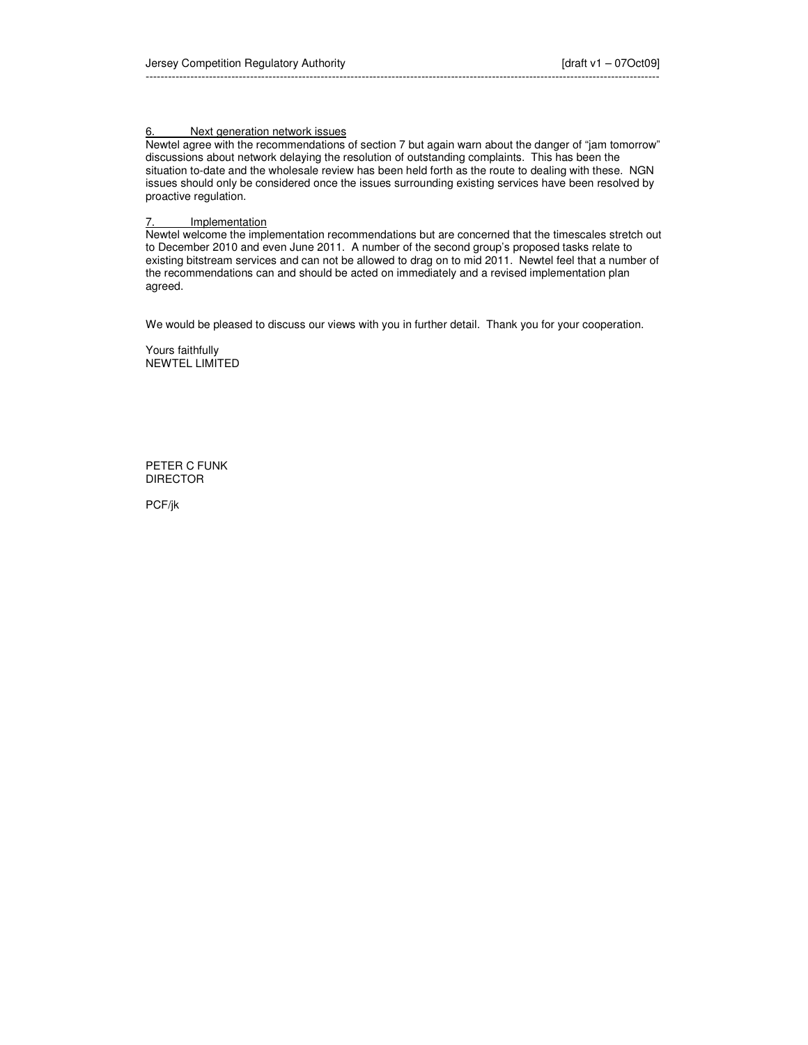6. Next generation network issues

Newtel agree with the recommendations of section 7 but again warn about the danger of "jam tomorrow" discussions about network delaying the resolution of outstanding complaints. This has been the situation to-date and the wholesale review has been held forth as the route to dealing with these. NGN issues should only be considered once the issues surrounding existing services have been resolved by proactive regulation.

7. Implementation

Newtel welcome the implementation recommendations but are concerned that the timescales stretch out to December 2010 and even June 2011. A number of the second group's proposed tasks relate to existing bitstream services and can not be allowed to drag on to mid 2011. Newtel feel that a number of the recommendations can and should be acted on immediately and a revised implementation plan agreed.

We would be pleased to discuss our views with you in further detail. Thank you for your cooperation.

Yours faithfully
NEWTEL LIMITED

PETER C FUNK
DIRECTOR

PCF/jk